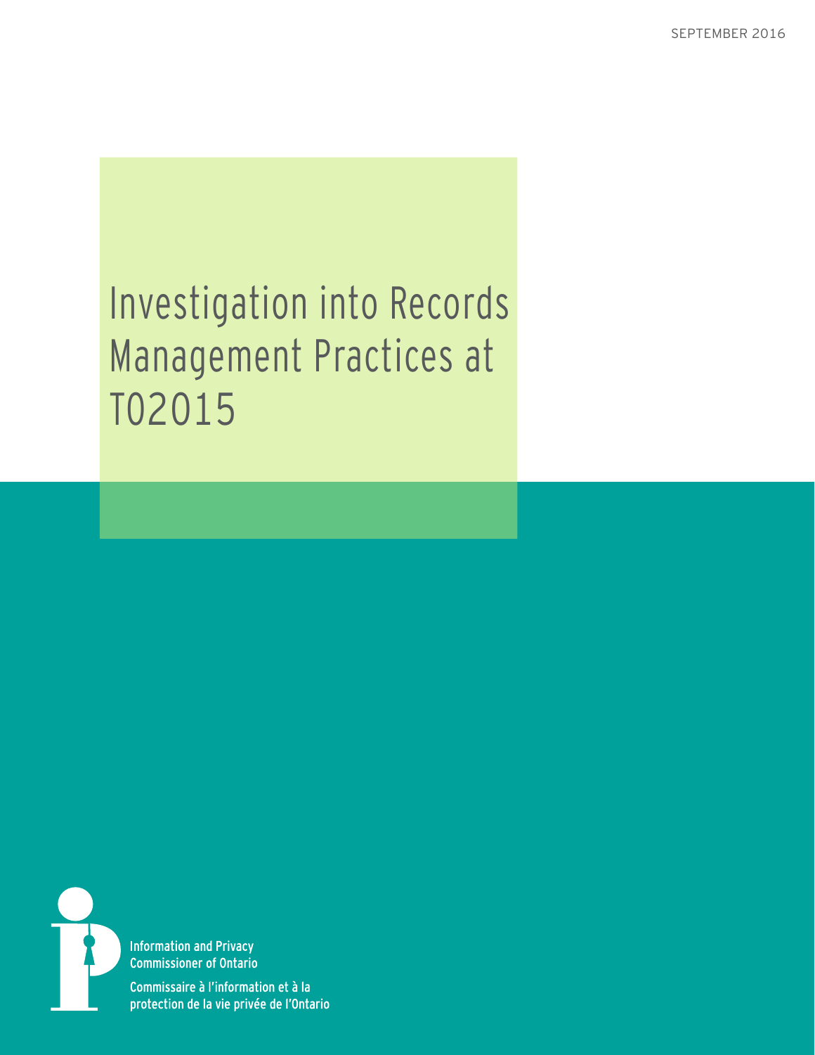SEPTEMBER 2016

# Investigation into Records Management Practices at TO2015

Information and Privacy Commissioner of Ontario

Commissaire à l'information et à la protection de la vie privée de l'Ontario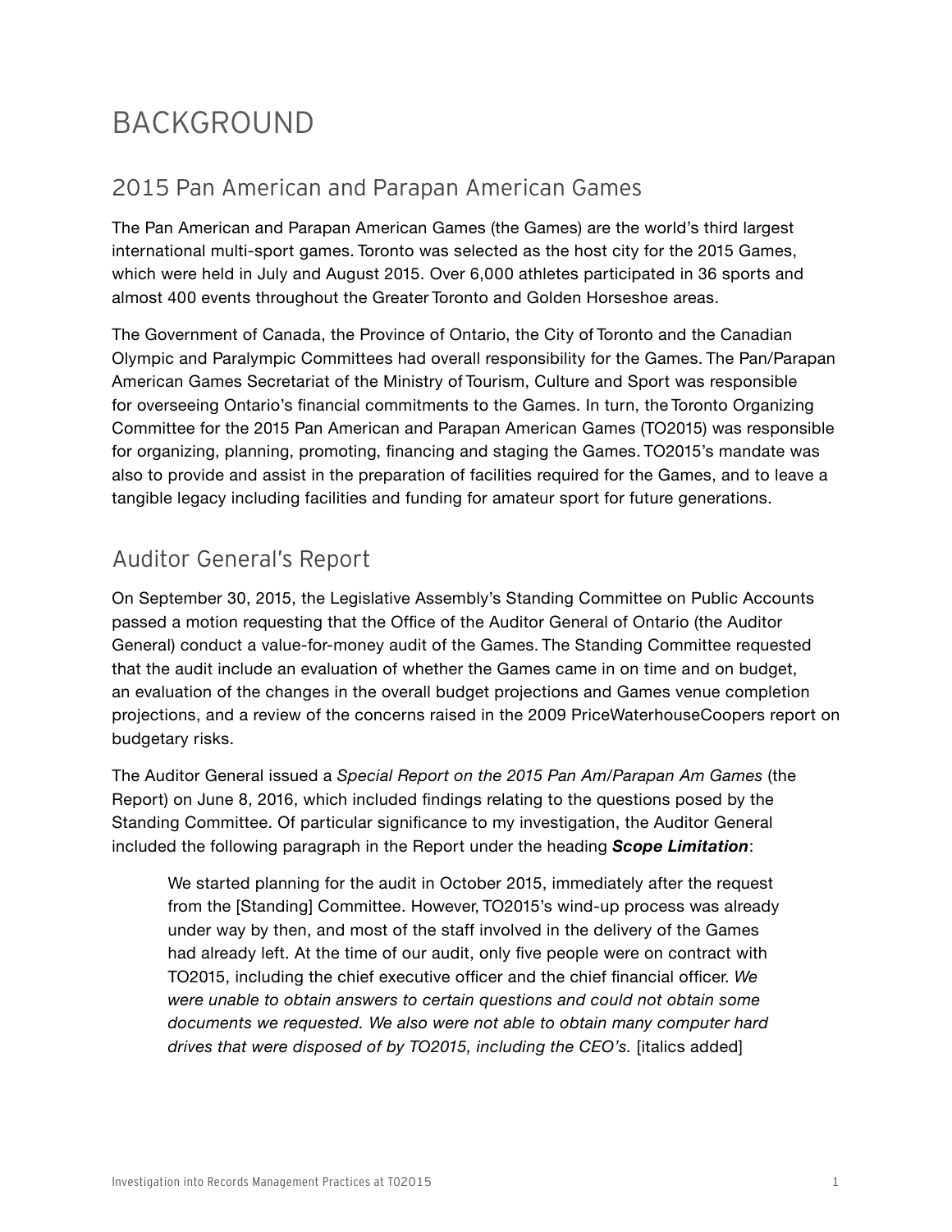# BACKGROUND

## 2015 Pan American and Parapan American Games

The Pan American and Parapan American Games (the Games) are the world's third largest international multi-sport games. Toronto was selected as the host city for the 2015 Games, which were held in July and August 2015. Over 6,000 athletes participated in 36 sports and almost 400 events throughout the Greater Toronto and Golden Horseshoe areas.

The Government of Canada, the Province of Ontario, the City of Toronto and the Canadian Olympic and Paralympic Committees had overall responsibility for the Games. The Pan/Parapan American Games Secretariat of the Ministry of Tourism, Culture and Sport was responsible for overseeing Ontario's financial commitments to the Games. In turn, the Toronto Organizing Committee for the 2015 Pan American and Parapan American Games (TO2015) was responsible for organizing, planning, promoting, financing and staging the Games. TO2015's mandate was also to provide and assist in the preparation of facilities required for the Games, and to leave a tangible legacy including facilities and funding for amateur sport for future generations.

## Auditor General's Report

On September 30, 2015, the Legislative Assembly's Standing Committee on Public Accounts passed a motion requesting that the Office of the Auditor General of Ontario (the Auditor General) conduct a value-for-money audit of the Games. The Standing Committee requested that the audit include an evaluation of whether the Games came in on time and on budget, an evaluation of the changes in the overall budget projections and Games venue completion projections, and a review of the concerns raised in the 2009 PriceWaterhouseCoopers report on budgetary risks.

The Auditor General issued a *Special Report on the 2015 Pan Am/Parapan Am Games* (the Report) on June 8, 2016, which included findings relating to the questions posed by the Standing Committee. Of particular significance to my investigation, the Auditor General included the following paragraph in the Report under the heading ***Scope Limitation***:

> We started planning for the audit in October 2015, immediately after the request from the [Standing] Committee. However, TO2015's wind-up process was already under way by then, and most of the staff involved in the delivery of the Games had already left. At the time of our audit, only five people were on contract with TO2015, including the chief executive officer and the chief financial officer. *We were unable to obtain answers to certain questions and could not obtain some documents we requested. We also were not able to obtain many computer hard drives that were disposed of by TO2015, including the CEO's.* [italics added]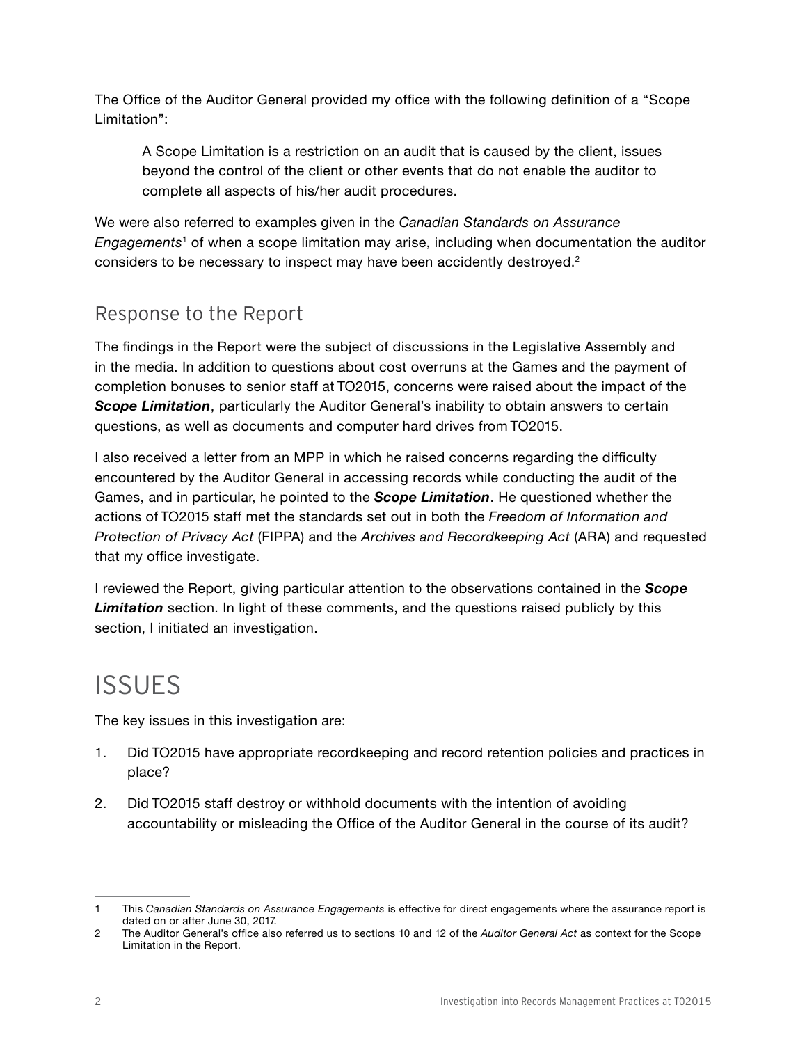The Office of the Auditor General provided my office with the following definition of a "Scope Limitation":

> A Scope Limitation is a restriction on an audit that is caused by the client, issues beyond the control of the client or other events that do not enable the auditor to complete all aspects of his/her audit procedures.

We were also referred to examples given in the *Canadian Standards on Assurance Engagements*[1] of when a scope limitation may arise, including when documentation the auditor considers to be necessary to inspect may have been accidently destroyed.[2]

## Response to the Report

The findings in the Report were the subject of discussions in the Legislative Assembly and in the media. In addition to questions about cost overruns at the Games and the payment of completion bonuses to senior staff at TO2015, concerns were raised about the impact of the ***Scope Limitation***, particularly the Auditor General's inability to obtain answers to certain questions, as well as documents and computer hard drives from TO2015.

I also received a letter from an MPP in which he raised concerns regarding the difficulty encountered by the Auditor General in accessing records while conducting the audit of the Games, and in particular, he pointed to the ***Scope Limitation***. He questioned whether the actions of TO2015 staff met the standards set out in both the *Freedom of Information and Protection of Privacy Act* (FIPPA) and the *Archives and Recordkeeping Act* (ARA) and requested that my office investigate.

I reviewed the Report, giving particular attention to the observations contained in the ***Scope Limitation*** section. In light of these comments, and the questions raised publicly by this section, I initiated an investigation.

# ISSUES

The key issues in this investigation are:

1. Did TO2015 have appropriate recordkeeping and record retention policies and practices in place?
2. Did TO2015 staff destroy or withhold documents with the intention of avoiding accountability or misleading the Office of the Auditor General in the course of its audit?

---

1 This *Canadian Standards on Assurance Engagements* is effective for direct engagements where the assurance report is dated on or after June 30, 2017.

2 The Auditor General's office also referred us to sections 10 and 12 of the *Auditor General Act* as context for the Scope Limitation in the Report.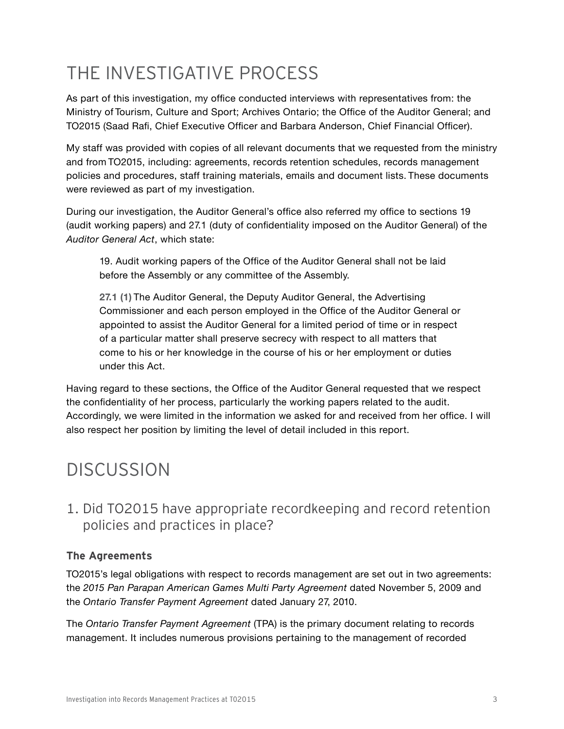## THE INVESTIGATIVE PROCESS

As part of this investigation, my office conducted interviews with representatives from: the Ministry of Tourism, Culture and Sport; Archives Ontario; the Office of the Auditor General; and TO2015 (Saad Rafi, Chief Executive Officer and Barbara Anderson, Chief Financial Officer).

My staff was provided with copies of all relevant documents that we requested from the ministry and from TO2015, including: agreements, records retention schedules, records management policies and procedures, staff training materials, emails and document lists. These documents were reviewed as part of my investigation.

During our investigation, the Auditor General's office also referred my office to sections 19 (audit working papers) and 27.1 (duty of confidentiality imposed on the Auditor General) of the *Auditor General Act*, which state:

> 19. Audit working papers of the Office of the Auditor General shall not be laid before the Assembly or any committee of the Assembly.
>
> **27.1 (1)** The Auditor General, the Deputy Auditor General, the Advertising Commissioner and each person employed in the Office of the Auditor General or appointed to assist the Auditor General for a limited period of time or in respect of a particular matter shall preserve secrecy with respect to all matters that come to his or her knowledge in the course of his or her employment or duties under this Act.

Having regard to these sections, the Office of the Auditor General requested that we respect the confidentiality of her process, particularly the working papers related to the audit. Accordingly, we were limited in the information we asked for and received from her office. I will also respect her position by limiting the level of detail included in this report.

## DISCUSSION

### 1. Did TO2015 have appropriate recordkeeping and record retention policies and practices in place?

#### The Agreements

TO2015's legal obligations with respect to records management are set out in two agreements: the *2015 Pan Parapan American Games Multi Party Agreement* dated November 5, 2009 and the *Ontario Transfer Payment Agreement* dated January 27, 2010.

The *Ontario Transfer Payment Agreement* (TPA) is the primary document relating to records management. It includes numerous provisions pertaining to the management of recorded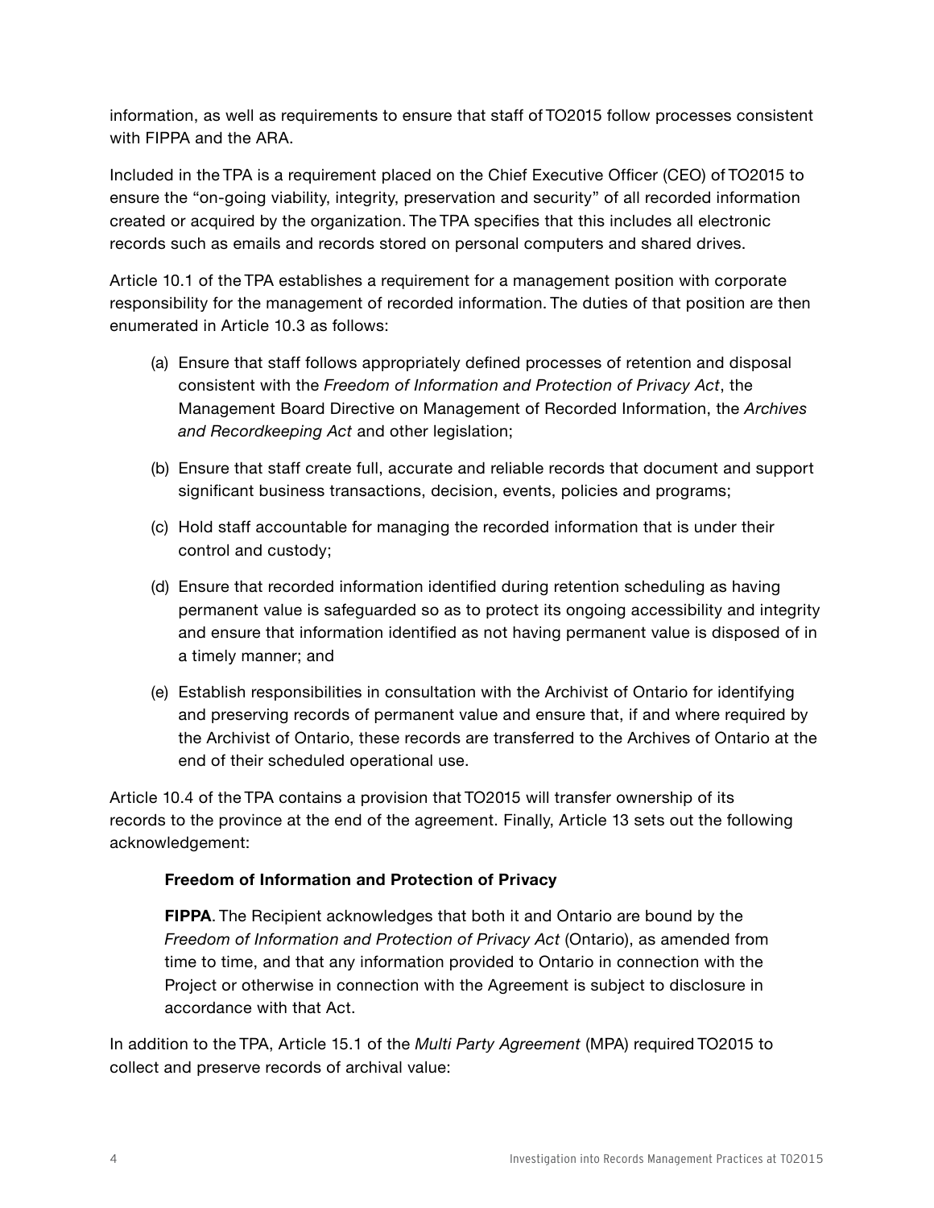information, as well as requirements to ensure that staff of TO2015 follow processes consistent with FIPPA and the ARA.

Included in the TPA is a requirement placed on the Chief Executive Officer (CEO) of TO2015 to ensure the "on-going viability, integrity, preservation and security" of all recorded information created or acquired by the organization. The TPA specifies that this includes all electronic records such as emails and records stored on personal computers and shared drives.

Article 10.1 of the TPA establishes a requirement for a management position with corporate responsibility for the management of recorded information. The duties of that position are then enumerated in Article 10.3 as follows:

> (a) Ensure that staff follows appropriately defined processes of retention and disposal consistent with the *Freedom of Information and Protection of Privacy Act*, the Management Board Directive on Management of Recorded Information, the *Archives and Recordkeeping Act* and other legislation;
>
> (b) Ensure that staff create full, accurate and reliable records that document and support significant business transactions, decision, events, policies and programs;
>
> (c) Hold staff accountable for managing the recorded information that is under their control and custody;
>
> (d) Ensure that recorded information identified during retention scheduling as having permanent value is safeguarded so as to protect its ongoing accessibility and integrity and ensure that information identified as not having permanent value is disposed of in a timely manner; and
>
> (e) Establish responsibilities in consultation with the Archivist of Ontario for identifying and preserving records of permanent value and ensure that, if and where required by the Archivist of Ontario, these records are transferred to the Archives of Ontario at the end of their scheduled operational use.

Article 10.4 of the TPA contains a provision that TO2015 will transfer ownership of its records to the province at the end of the agreement. Finally, Article 13 sets out the following acknowledgement:

> **Freedom of Information and Protection of Privacy**
>
> **FIPPA**. The Recipient acknowledges that both it and Ontario are bound by the *Freedom of Information and Protection of Privacy Act* (Ontario), as amended from time to time, and that any information provided to Ontario in connection with the Project or otherwise in connection with the Agreement is subject to disclosure in accordance with that Act.

In addition to the TPA, Article 15.1 of the *Multi Party Agreement* (MPA) required TO2015 to collect and preserve records of archival value: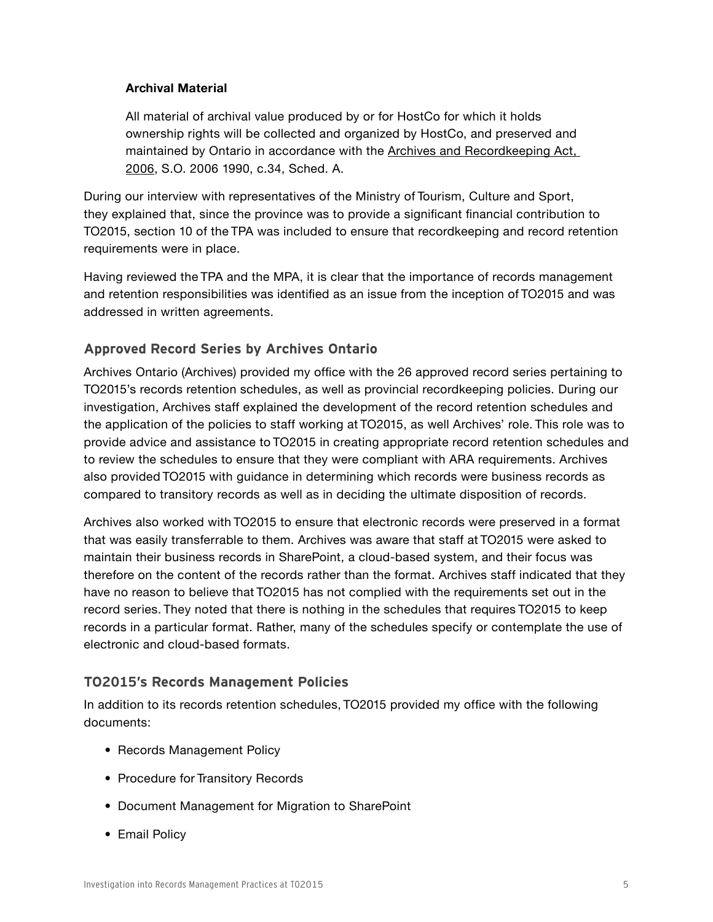**Archival Material**

All material of archival value produced by or for HostCo for which it holds ownership rights will be collected and organized by HostCo, and preserved and maintained by Ontario in accordance with the Archives and Recordkeeping Act, 2006, S.O. 2006 1990, c.34, Sched. A.

During our interview with representatives of the Ministry of Tourism, Culture and Sport, they explained that, since the province was to provide a significant financial contribution to TO2015, section 10 of the TPA was included to ensure that recordkeeping and record retention requirements were in place.

Having reviewed the TPA and the MPA, it is clear that the importance of records management and retention responsibilities was identified as an issue from the inception of TO2015 and was addressed in written agreements.

## Approved Record Series by Archives Ontario

Archives Ontario (Archives) provided my office with the 26 approved record series pertaining to TO2015's records retention schedules, as well as provincial recordkeeping policies. During our investigation, Archives staff explained the development of the record retention schedules and the application of the policies to staff working at TO2015, as well Archives' role. This role was to provide advice and assistance to TO2015 in creating appropriate record retention schedules and to review the schedules to ensure that they were compliant with ARA requirements. Archives also provided TO2015 with guidance in determining which records were business records as compared to transitory records as well as in deciding the ultimate disposition of records.

Archives also worked with TO2015 to ensure that electronic records were preserved in a format that was easily transferrable to them. Archives was aware that staff at TO2015 were asked to maintain their business records in SharePoint, a cloud-based system, and their focus was therefore on the content of the records rather than the format. Archives staff indicated that they have no reason to believe that TO2015 has not complied with the requirements set out in the record series. They noted that there is nothing in the schedules that requires TO2015 to keep records in a particular format. Rather, many of the schedules specify or contemplate the use of electronic and cloud-based formats.

## TO2015's Records Management Policies

In addition to its records retention schedules, TO2015 provided my office with the following documents:

- Records Management Policy
- Procedure for Transitory Records
- Document Management for Migration to SharePoint
- Email Policy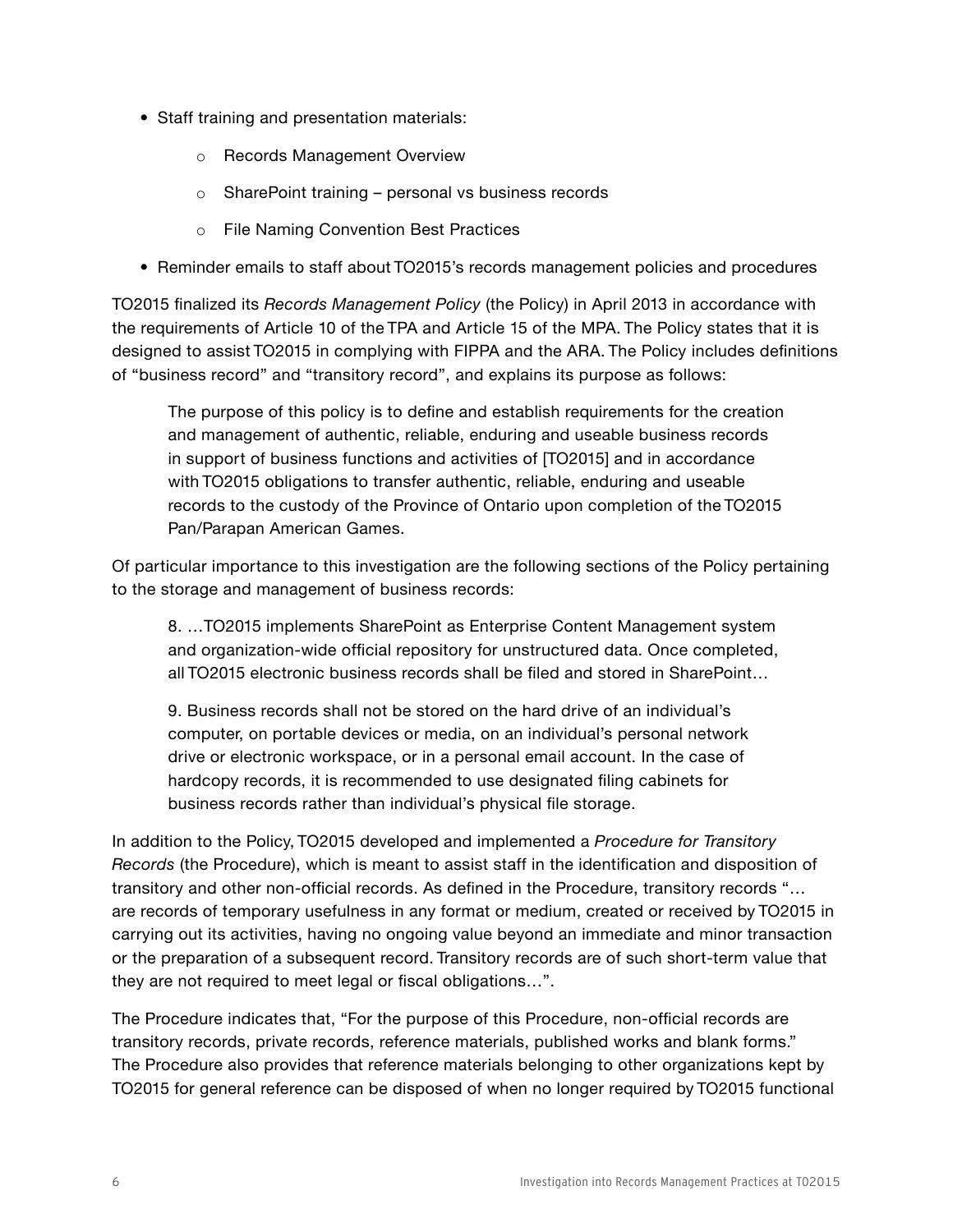- Staff training and presentation materials:
    - Records Management Overview
    - SharePoint training – personal vs business records
    - File Naming Convention Best Practices
- Reminder emails to staff about TO2015's records management policies and procedures

TO2015 finalized its *Records Management Policy* (the Policy) in April 2013 in accordance with the requirements of Article 10 of the TPA and Article 15 of the MPA. The Policy states that it is designed to assist TO2015 in complying with FIPPA and the ARA. The Policy includes definitions of "business record" and "transitory record", and explains its purpose as follows:

> The purpose of this policy is to define and establish requirements for the creation and management of authentic, reliable, enduring and useable business records in support of business functions and activities of [TO2015] and in accordance with TO2015 obligations to transfer authentic, reliable, enduring and useable records to the custody of the Province of Ontario upon completion of the TO2015 Pan/Parapan American Games.

Of particular importance to this investigation are the following sections of the Policy pertaining to the storage and management of business records:

> 8. …TO2015 implements SharePoint as Enterprise Content Management system and organization-wide official repository for unstructured data. Once completed, all TO2015 electronic business records shall be filed and stored in SharePoint…
>
> 9. Business records shall not be stored on the hard drive of an individual's computer, on portable devices or media, on an individual's personal network drive or electronic workspace, or in a personal email account. In the case of hardcopy records, it is recommended to use designated filing cabinets for business records rather than individual's physical file storage.

In addition to the Policy, TO2015 developed and implemented a *Procedure for Transitory Records* (the Procedure), which is meant to assist staff in the identification and disposition of transitory and other non-official records. As defined in the Procedure, transitory records "… are records of temporary usefulness in any format or medium, created or received by TO2015 in carrying out its activities, having no ongoing value beyond an immediate and minor transaction or the preparation of a subsequent record. Transitory records are of such short-term value that they are not required to meet legal or fiscal obligations…".

The Procedure indicates that, "For the purpose of this Procedure, non-official records are transitory records, private records, reference materials, published works and blank forms." The Procedure also provides that reference materials belonging to other organizations kept by TO2015 for general reference can be disposed of when no longer required by TO2015 functional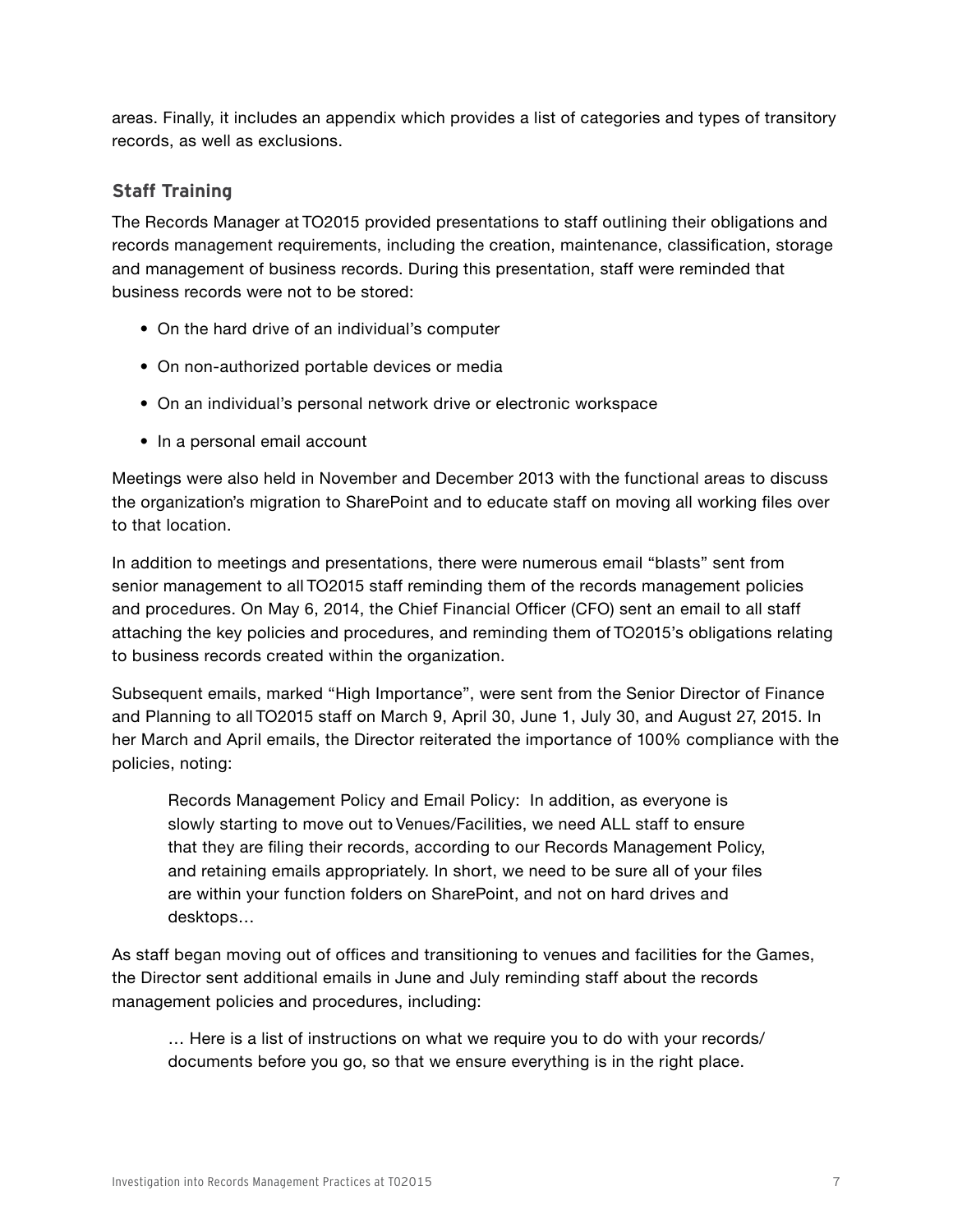areas. Finally, it includes an appendix which provides a list of categories and types of transitory records, as well as exclusions.

### Staff Training

The Records Manager at TO2015 provided presentations to staff outlining their obligations and records management requirements, including the creation, maintenance, classification, storage and management of business records. During this presentation, staff were reminded that business records were not to be stored:

- On the hard drive of an individual's computer
- On non-authorized portable devices or media
- On an individual's personal network drive or electronic workspace
- In a personal email account

Meetings were also held in November and December 2013 with the functional areas to discuss the organization's migration to SharePoint and to educate staff on moving all working files over to that location.

In addition to meetings and presentations, there were numerous email "blasts" sent from senior management to all TO2015 staff reminding them of the records management policies and procedures. On May 6, 2014, the Chief Financial Officer (CFO) sent an email to all staff attaching the key policies and procedures, and reminding them of TO2015's obligations relating to business records created within the organization.

Subsequent emails, marked "High Importance", were sent from the Senior Director of Finance and Planning to all TO2015 staff on March 9, April 30, June 1, July 30, and August 27, 2015. In her March and April emails, the Director reiterated the importance of 100% compliance with the policies, noting:

> Records Management Policy and Email Policy: In addition, as everyone is slowly starting to move out to Venues/Facilities, we need ALL staff to ensure that they are filing their records, according to our Records Management Policy, and retaining emails appropriately. In short, we need to be sure all of your files are within your function folders on SharePoint, and not on hard drives and desktops…

As staff began moving out of offices and transitioning to venues and facilities for the Games, the Director sent additional emails in June and July reminding staff about the records management policies and procedures, including:

> … Here is a list of instructions on what we require you to do with your records/documents before you go, so that we ensure everything is in the right place.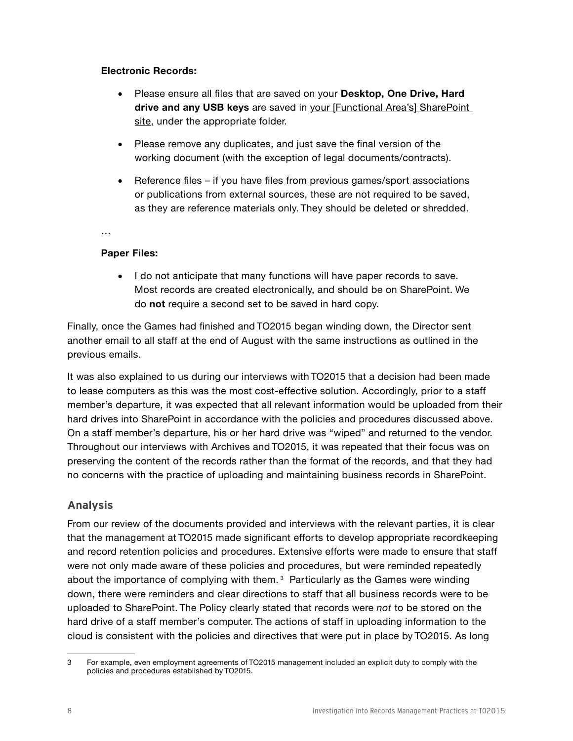**Electronic Records:**

- Please ensure all files that are saved on your **Desktop, One Drive, Hard drive and any USB keys** are saved in your [Functional Area's] SharePoint site, under the appropriate folder.
- Please remove any duplicates, and just save the final version of the working document (with the exception of legal documents/contracts).
- Reference files – if you have files from previous games/sport associations or publications from external sources, these are not required to be saved, as they are reference materials only. They should be deleted or shredded.

…

**Paper Files:**

- I do not anticipate that many functions will have paper records to save. Most records are created electronically, and should be on SharePoint. We do **not** require a second set to be saved in hard copy.

Finally, once the Games had finished and TO2015 began winding down, the Director sent another email to all staff at the end of August with the same instructions as outlined in the previous emails.

It was also explained to us during our interviews with TO2015 that a decision had been made to lease computers as this was the most cost-effective solution. Accordingly, prior to a staff member's departure, it was expected that all relevant information would be uploaded from their hard drives into SharePoint in accordance with the policies and procedures discussed above. On a staff member's departure, his or her hard drive was "wiped" and returned to the vendor. Throughout our interviews with Archives and TO2015, it was repeated that their focus was on preserving the content of the records rather than the format of the records, and that they had no concerns with the practice of uploading and maintaining business records in SharePoint.

## Analysis

From our review of the documents provided and interviews with the relevant parties, it is clear that the management at TO2015 made significant efforts to develop appropriate recordkeeping and record retention policies and procedures. Extensive efforts were made to ensure that staff were not only made aware of these policies and procedures, but were reminded repeatedly about the importance of complying with them.[3] Particularly as the Games were winding down, there were reminders and clear directions to staff that all business records were to be uploaded to SharePoint. The Policy clearly stated that records were *not* to be stored on the hard drive of a staff member's computer. The actions of staff in uploading information to the cloud is consistent with the policies and directives that were put in place by TO2015. As long

3 For example, even employment agreements of TO2015 management included an explicit duty to comply with the policies and procedures established by TO2015.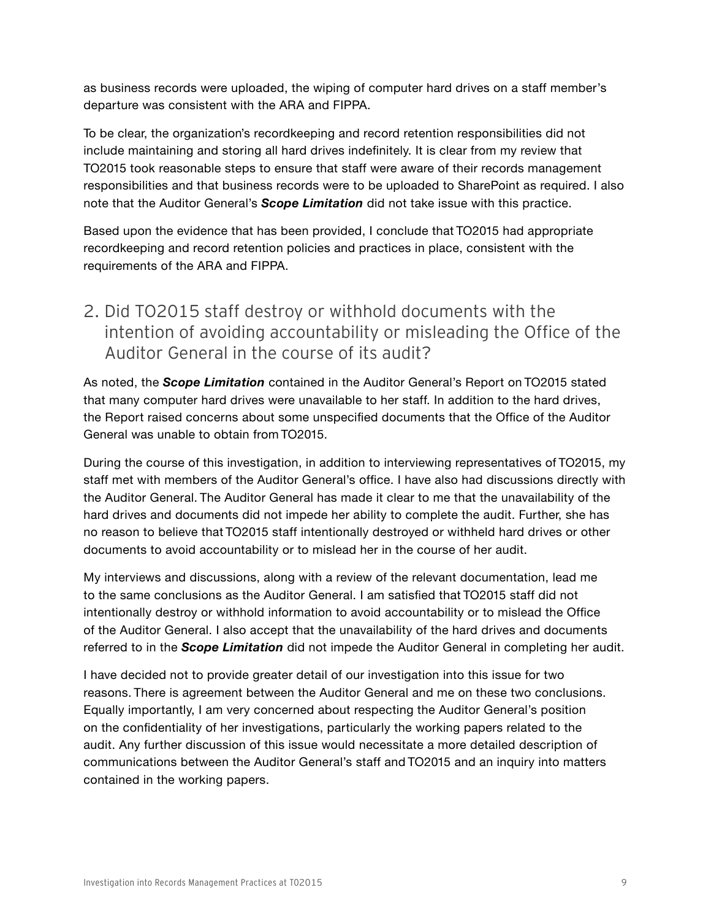as business records were uploaded, the wiping of computer hard drives on a staff member's departure was consistent with the ARA and FIPPA.

To be clear, the organization's recordkeeping and record retention responsibilities did not include maintaining and storing all hard drives indefinitely. It is clear from my review that TO2015 took reasonable steps to ensure that staff were aware of their records management responsibilities and that business records were to be uploaded to SharePoint as required. I also note that the Auditor General's ***Scope Limitation*** did not take issue with this practice.

Based upon the evidence that has been provided, I conclude that TO2015 had appropriate recordkeeping and record retention policies and practices in place, consistent with the requirements of the ARA and FIPPA.

## 2. Did TO2015 staff destroy or withhold documents with the intention of avoiding accountability or misleading the Office of the Auditor General in the course of its audit?

As noted, the ***Scope Limitation*** contained in the Auditor General's Report on TO2015 stated that many computer hard drives were unavailable to her staff. In addition to the hard drives, the Report raised concerns about some unspecified documents that the Office of the Auditor General was unable to obtain from TO2015.

During the course of this investigation, in addition to interviewing representatives of TO2015, my staff met with members of the Auditor General's office. I have also had discussions directly with the Auditor General. The Auditor General has made it clear to me that the unavailability of the hard drives and documents did not impede her ability to complete the audit. Further, she has no reason to believe that TO2015 staff intentionally destroyed or withheld hard drives or other documents to avoid accountability or to mislead her in the course of her audit.

My interviews and discussions, along with a review of the relevant documentation, lead me to the same conclusions as the Auditor General. I am satisfied that TO2015 staff did not intentionally destroy or withhold information to avoid accountability or to mislead the Office of the Auditor General. I also accept that the unavailability of the hard drives and documents referred to in the ***Scope Limitation*** did not impede the Auditor General in completing her audit.

I have decided not to provide greater detail of our investigation into this issue for two reasons. There is agreement between the Auditor General and me on these two conclusions. Equally importantly, I am very concerned about respecting the Auditor General's position on the confidentiality of her investigations, particularly the working papers related to the audit. Any further discussion of this issue would necessitate a more detailed description of communications between the Auditor General's staff and TO2015 and an inquiry into matters contained in the working papers.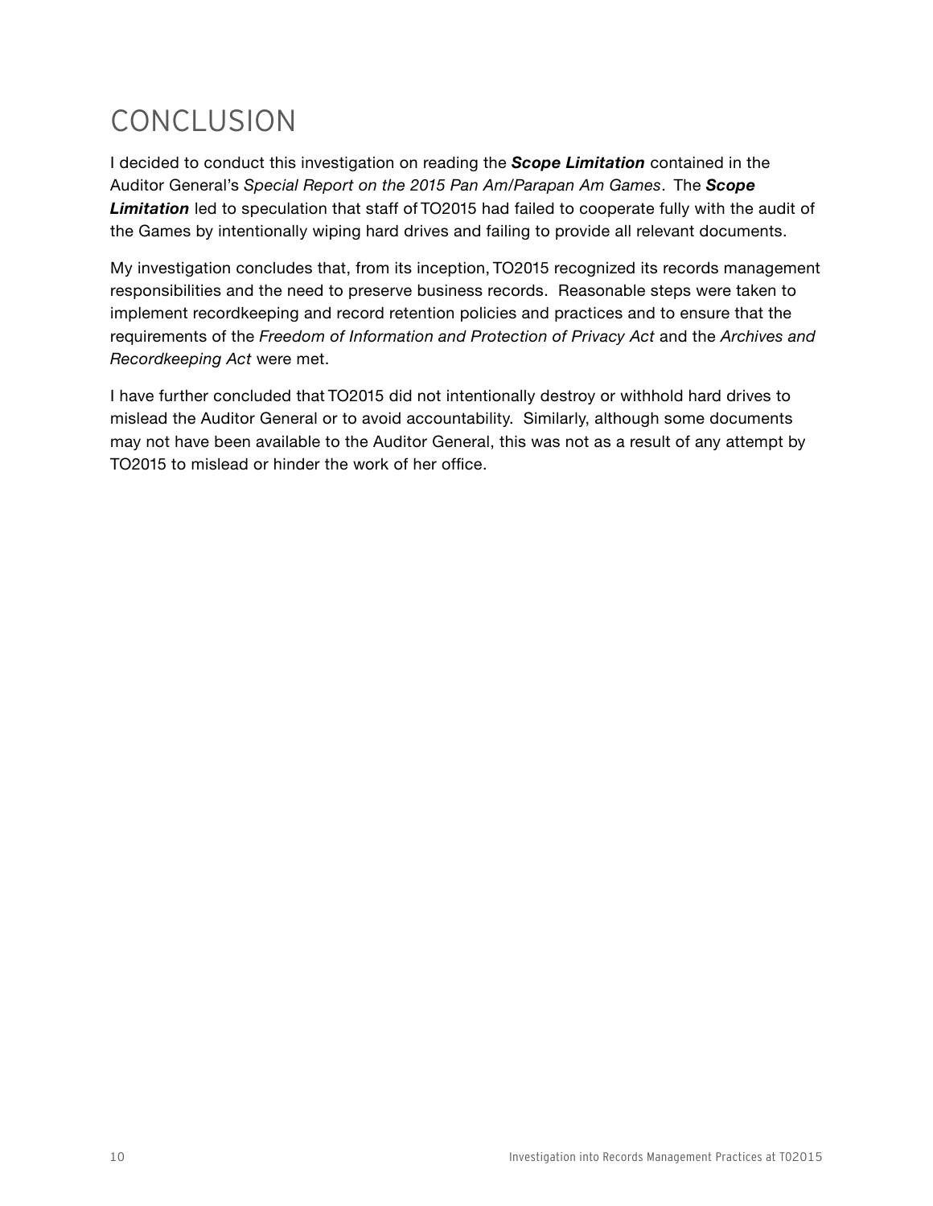# CONCLUSION

I decided to conduct this investigation on reading the ***Scope Limitation*** contained in the Auditor General's *Special Report on the 2015 Pan Am/Parapan Am Games*. The ***Scope Limitation*** led to speculation that staff of TO2015 had failed to cooperate fully with the audit of the Games by intentionally wiping hard drives and failing to provide all relevant documents.

My investigation concludes that, from its inception, TO2015 recognized its records management responsibilities and the need to preserve business records. Reasonable steps were taken to implement recordkeeping and record retention policies and practices and to ensure that the requirements of the *Freedom of Information and Protection of Privacy Act* and the *Archives and Recordkeeping Act* were met.

I have further concluded that TO2015 did not intentionally destroy or withhold hard drives to mislead the Auditor General or to avoid accountability. Similarly, although some documents may not have been available to the Auditor General, this was not as a result of any attempt by TO2015 to mislead or hinder the work of her office.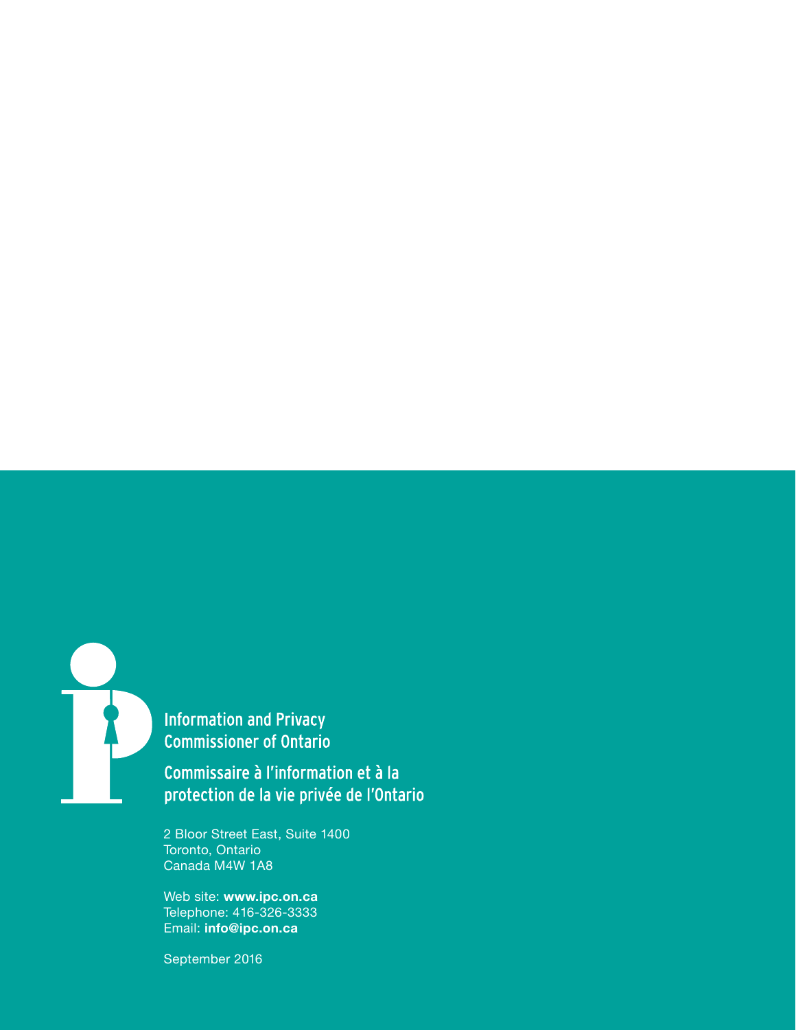Information and Privacy
Commissioner of Ontario

Commissaire à l'information et à la
protection de la vie privée de l'Ontario

2 Bloor Street East, Suite 1400
Toronto, Ontario
Canada M4W 1A8

Web site: **www.ipc.on.ca**
Telephone: 416-326-3333
Email: **info@ipc.on.ca**

September 2016